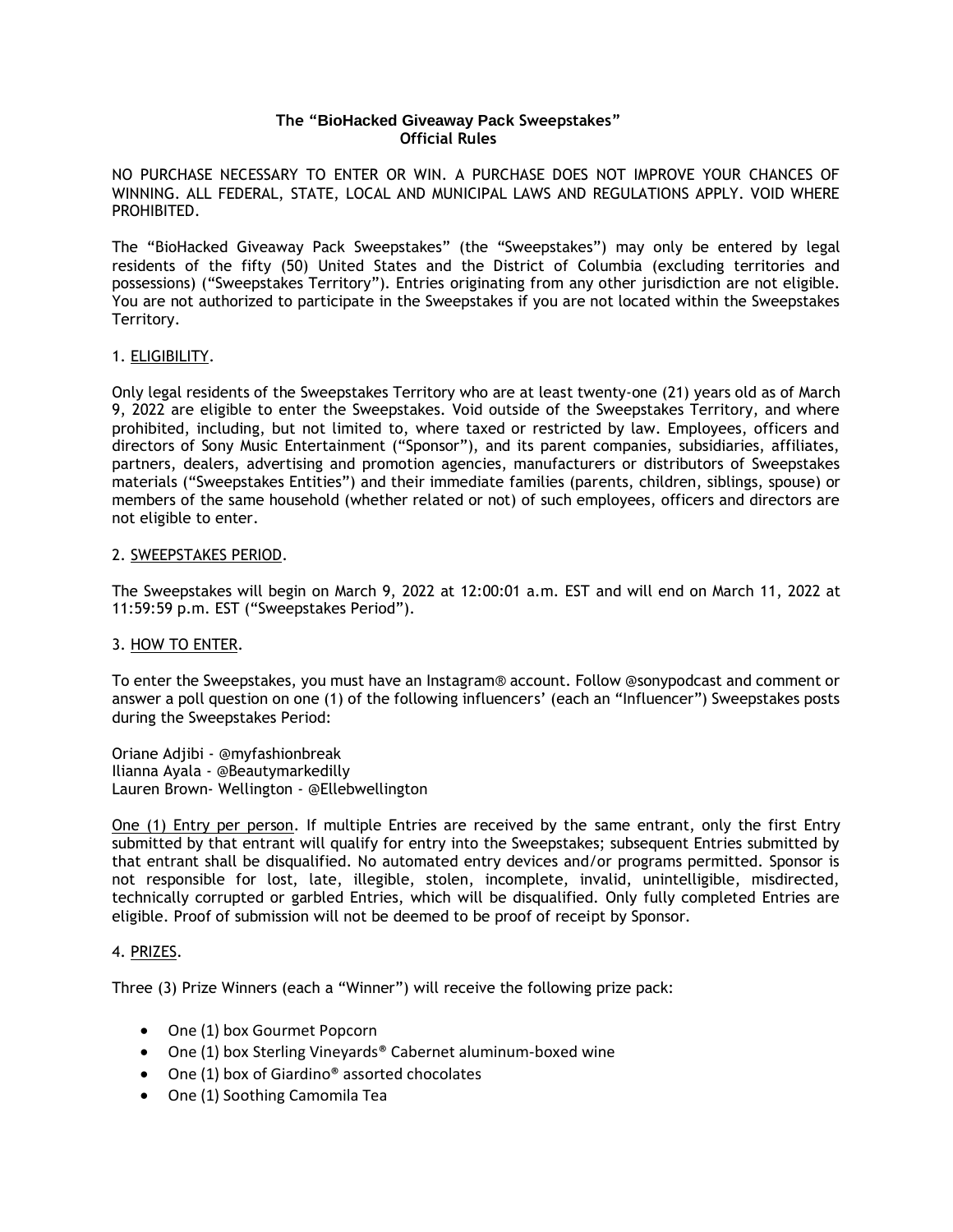**The "BioHacked Giveaway Pack Sweepstakes"**
**Official Rules**

NO PURCHASE NECESSARY TO ENTER OR WIN. A PURCHASE DOES NOT IMPROVE YOUR CHANCES OF WINNING. ALL FEDERAL, STATE, LOCAL AND MUNICIPAL LAWS AND REGULATIONS APPLY. VOID WHERE PROHIBITED.

The "BioHacked Giveaway Pack Sweepstakes" (the "Sweepstakes") may only be entered by legal residents of the fifty (50) United States and the District of Columbia (excluding territories and possessions) ("Sweepstakes Territory"). Entries originating from any other jurisdiction are not eligible. You are not authorized to participate in the Sweepstakes if you are not located within the Sweepstakes Territory.

1. ELIGIBILITY.

Only legal residents of the Sweepstakes Territory who are at least twenty-one (21) years old as of March 9, 2022 are eligible to enter the Sweepstakes. Void outside of the Sweepstakes Territory, and where prohibited, including, but not limited to, where taxed or restricted by law. Employees, officers and directors of Sony Music Entertainment ("Sponsor"), and its parent companies, subsidiaries, affiliates, partners, dealers, advertising and promotion agencies, manufacturers or distributors of Sweepstakes materials ("Sweepstakes Entities") and their immediate families (parents, children, siblings, spouse) or members of the same household (whether related or not) of such employees, officers and directors are not eligible to enter.

2. SWEEPSTAKES PERIOD.

The Sweepstakes will begin on March 9, 2022 at 12:00:01 a.m. EST and will end on March 11, 2022 at 11:59:59 p.m. EST ("Sweepstakes Period").

3. HOW TO ENTER.

To enter the Sweepstakes, you must have an Instagram® account. Follow @sonypodcast and comment or answer a poll question on one (1) of the following influencers' (each an "Influencer") Sweepstakes posts during the Sweepstakes Period:

Oriane Adjibi - @myfashionbreak
Ilianna Ayala - @Beautymarkedilly
Lauren Brown- Wellington - @Ellebwellington

One (1) Entry per person. If multiple Entries are received by the same entrant, only the first Entry submitted by that entrant will qualify for entry into the Sweepstakes; subsequent Entries submitted by that entrant shall be disqualified. No automated entry devices and/or programs permitted. Sponsor is not responsible for lost, late, illegible, stolen, incomplete, invalid, unintelligible, misdirected, technically corrupted or garbled Entries, which will be disqualified. Only fully completed Entries are eligible. Proof of submission will not be deemed to be proof of receipt by Sponsor.

4. PRIZES.

Three (3) Prize Winners (each a "Winner") will receive the following prize pack:

- One (1) box Gourmet Popcorn
- One (1) box Sterling Vineyards® Cabernet aluminum-boxed wine
- One (1) box of Giardino® assorted chocolates
- One (1) Soothing Camomila Tea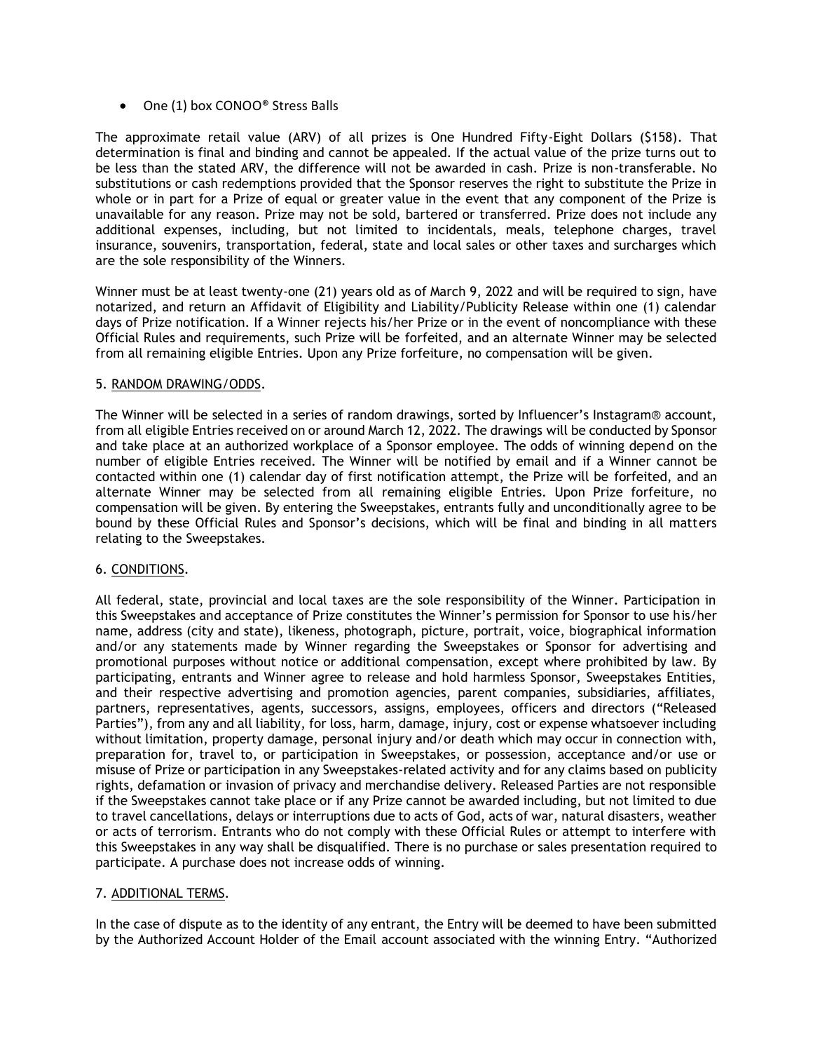- One (1) box CONOO® Stress Balls

The approximate retail value (ARV) of all prizes is One Hundred Fifty-Eight Dollars ($158). That determination is final and binding and cannot be appealed. If the actual value of the prize turns out to be less than the stated ARV, the difference will not be awarded in cash. Prize is non-transferable. No substitutions or cash redemptions provided that the Sponsor reserves the right to substitute the Prize in whole or in part for a Prize of equal or greater value in the event that any component of the Prize is unavailable for any reason. Prize may not be sold, bartered or transferred. Prize does not include any additional expenses, including, but not limited to incidentals, meals, telephone charges, travel insurance, souvenirs, transportation, federal, state and local sales or other taxes and surcharges which are the sole responsibility of the Winners.

Winner must be at least twenty-one (21) years old as of March 9, 2022 and will be required to sign, have notarized, and return an Affidavit of Eligibility and Liability/Publicity Release within one (1) calendar days of Prize notification. If a Winner rejects his/her Prize or in the event of noncompliance with these Official Rules and requirements, such Prize will be forfeited, and an alternate Winner may be selected from all remaining eligible Entries. Upon any Prize forfeiture, no compensation will be given.

5. RANDOM DRAWING/ODDS.

The Winner will be selected in a series of random drawings, sorted by Influencer's Instagram® account, from all eligible Entries received on or around March 12, 2022. The drawings will be conducted by Sponsor and take place at an authorized workplace of a Sponsor employee. The odds of winning depend on the number of eligible Entries received. The Winner will be notified by email and if a Winner cannot be contacted within one (1) calendar day of first notification attempt, the Prize will be forfeited, and an alternate Winner may be selected from all remaining eligible Entries. Upon Prize forfeiture, no compensation will be given. By entering the Sweepstakes, entrants fully and unconditionally agree to be bound by these Official Rules and Sponsor's decisions, which will be final and binding in all matters relating to the Sweepstakes.

6. CONDITIONS.

All federal, state, provincial and local taxes are the sole responsibility of the Winner. Participation in this Sweepstakes and acceptance of Prize constitutes the Winner's permission for Sponsor to use his/her name, address (city and state), likeness, photograph, picture, portrait, voice, biographical information and/or any statements made by Winner regarding the Sweepstakes or Sponsor for advertising and promotional purposes without notice or additional compensation, except where prohibited by law. By participating, entrants and Winner agree to release and hold harmless Sponsor, Sweepstakes Entities, and their respective advertising and promotion agencies, parent companies, subsidiaries, affiliates, partners, representatives, agents, successors, assigns, employees, officers and directors ("Released Parties"), from any and all liability, for loss, harm, damage, injury, cost or expense whatsoever including without limitation, property damage, personal injury and/or death which may occur in connection with, preparation for, travel to, or participation in Sweepstakes, or possession, acceptance and/or use or misuse of Prize or participation in any Sweepstakes-related activity and for any claims based on publicity rights, defamation or invasion of privacy and merchandise delivery. Released Parties are not responsible if the Sweepstakes cannot take place or if any Prize cannot be awarded including, but not limited to due to travel cancellations, delays or interruptions due to acts of God, acts of war, natural disasters, weather or acts of terrorism. Entrants who do not comply with these Official Rules or attempt to interfere with this Sweepstakes in any way shall be disqualified. There is no purchase or sales presentation required to participate. A purchase does not increase odds of winning.

7. ADDITIONAL TERMS.

In the case of dispute as to the identity of any entrant, the Entry will be deemed to have been submitted by the Authorized Account Holder of the Email account associated with the winning Entry. "Authorized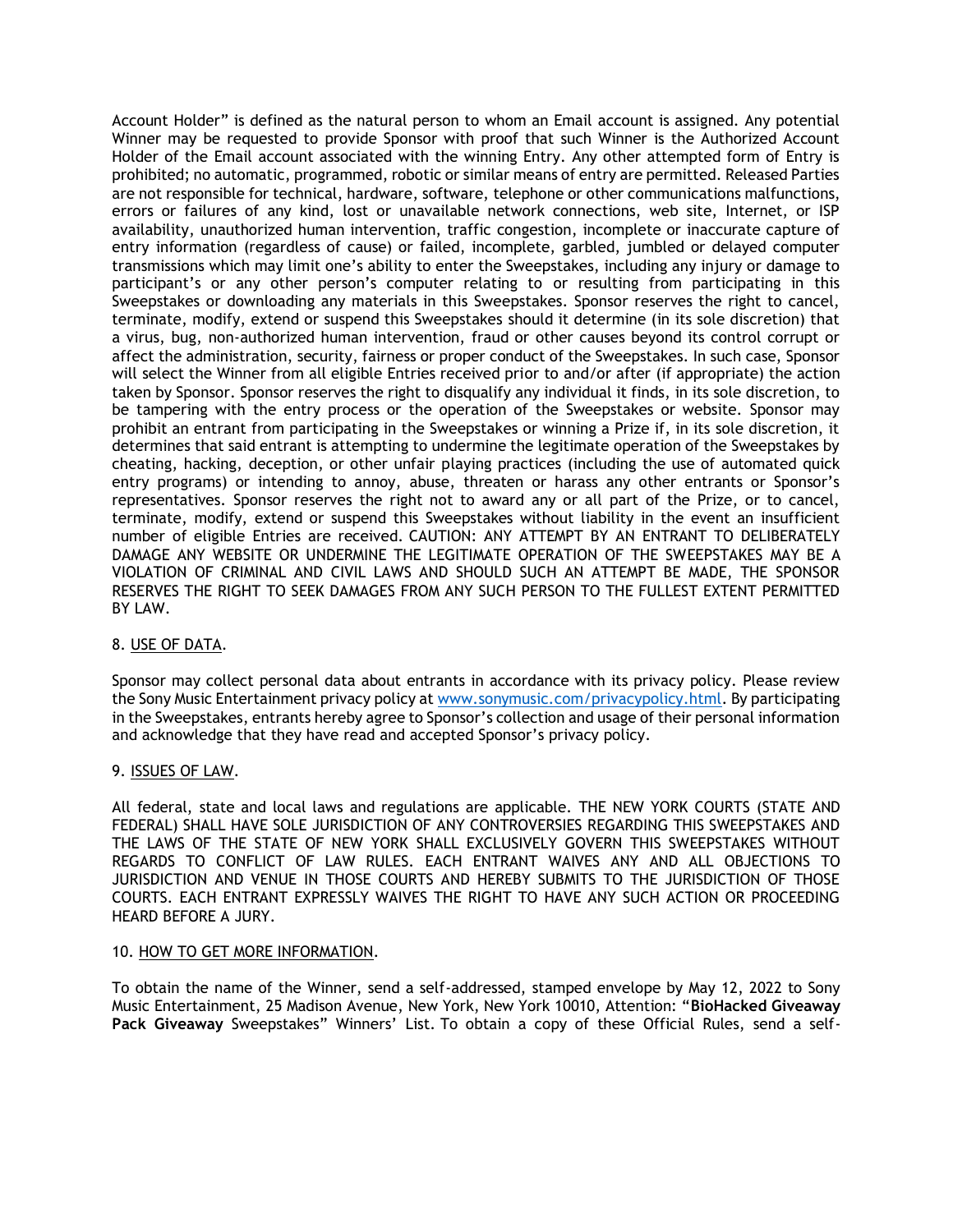Account Holder" is defined as the natural person to whom an Email account is assigned. Any potential Winner may be requested to provide Sponsor with proof that such Winner is the Authorized Account Holder of the Email account associated with the winning Entry. Any other attempted form of Entry is prohibited; no automatic, programmed, robotic or similar means of entry are permitted. Released Parties are not responsible for technical, hardware, software, telephone or other communications malfunctions, errors or failures of any kind, lost or unavailable network connections, web site, Internet, or ISP availability, unauthorized human intervention, traffic congestion, incomplete or inaccurate capture of entry information (regardless of cause) or failed, incomplete, garbled, jumbled or delayed computer transmissions which may limit one's ability to enter the Sweepstakes, including any injury or damage to participant's or any other person's computer relating to or resulting from participating in this Sweepstakes or downloading any materials in this Sweepstakes. Sponsor reserves the right to cancel, terminate, modify, extend or suspend this Sweepstakes should it determine (in its sole discretion) that a virus, bug, non-authorized human intervention, fraud or other causes beyond its control corrupt or affect the administration, security, fairness or proper conduct of the Sweepstakes. In such case, Sponsor will select the Winner from all eligible Entries received prior to and/or after (if appropriate) the action taken by Sponsor. Sponsor reserves the right to disqualify any individual it finds, in its sole discretion, to be tampering with the entry process or the operation of the Sweepstakes or website. Sponsor may prohibit an entrant from participating in the Sweepstakes or winning a Prize if, in its sole discretion, it determines that said entrant is attempting to undermine the legitimate operation of the Sweepstakes by cheating, hacking, deception, or other unfair playing practices (including the use of automated quick entry programs) or intending to annoy, abuse, threaten or harass any other entrants or Sponsor's representatives. Sponsor reserves the right not to award any or all part of the Prize, or to cancel, terminate, modify, extend or suspend this Sweepstakes without liability in the event an insufficient number of eligible Entries are received. CAUTION: ANY ATTEMPT BY AN ENTRANT TO DELIBERATELY DAMAGE ANY WEBSITE OR UNDERMINE THE LEGITIMATE OPERATION OF THE SWEEPSTAKES MAY BE A VIOLATION OF CRIMINAL AND CIVIL LAWS AND SHOULD SUCH AN ATTEMPT BE MADE, THE SPONSOR RESERVES THE RIGHT TO SEEK DAMAGES FROM ANY SUCH PERSON TO THE FULLEST EXTENT PERMITTED BY LAW.

8. USE OF DATA.

Sponsor may collect personal data about entrants in accordance with its privacy policy. Please review the Sony Music Entertainment privacy policy at [www.sonymusic.com/privacypolicy.html](www.sonymusic.com/privacypolicy.html). By participating in the Sweepstakes, entrants hereby agree to Sponsor's collection and usage of their personal information and acknowledge that they have read and accepted Sponsor's privacy policy.

9. ISSUES OF LAW.

All federal, state and local laws and regulations are applicable. THE NEW YORK COURTS (STATE AND FEDERAL) SHALL HAVE SOLE JURISDICTION OF ANY CONTROVERSIES REGARDING THIS SWEEPSTAKES AND THE LAWS OF THE STATE OF NEW YORK SHALL EXCLUSIVELY GOVERN THIS SWEEPSTAKES WITHOUT REGARDS TO CONFLICT OF LAW RULES. EACH ENTRANT WAIVES ANY AND ALL OBJECTIONS TO JURISDICTION AND VENUE IN THOSE COURTS AND HEREBY SUBMITS TO THE JURISDICTION OF THOSE COURTS. EACH ENTRANT EXPRESSLY WAIVES THE RIGHT TO HAVE ANY SUCH ACTION OR PROCEEDING HEARD BEFORE A JURY.

10. HOW TO GET MORE INFORMATION.

To obtain the name of the Winner, send a self-addressed, stamped envelope by May 12, 2022 to Sony Music Entertainment, 25 Madison Avenue, New York, New York 10010, Attention: "**BioHacked Giveaway Pack Giveaway** Sweepstakes" Winners' List. To obtain a copy of these Official Rules, send a self-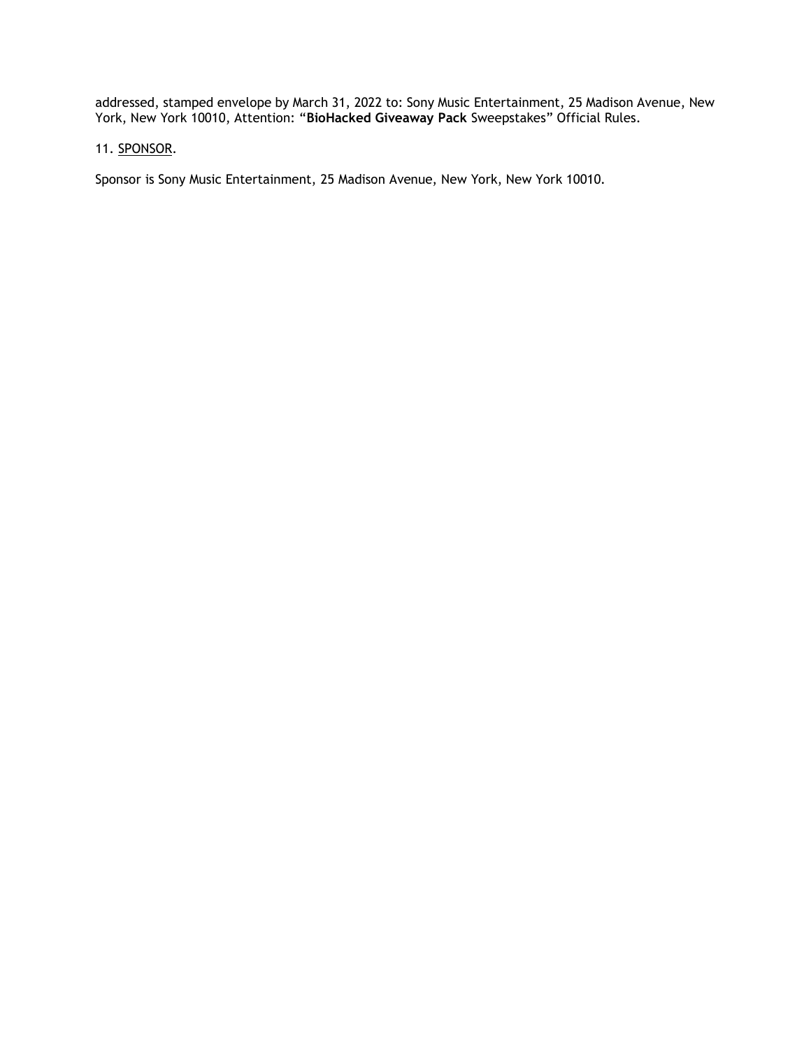addressed, stamped envelope by March 31, 2022 to: Sony Music Entertainment, 25 Madison Avenue, New York, New York 10010, Attention: "**BioHacked Giveaway Pack** Sweepstakes" Official Rules.

11. SPONSOR.

Sponsor is Sony Music Entertainment, 25 Madison Avenue, New York, New York 10010.